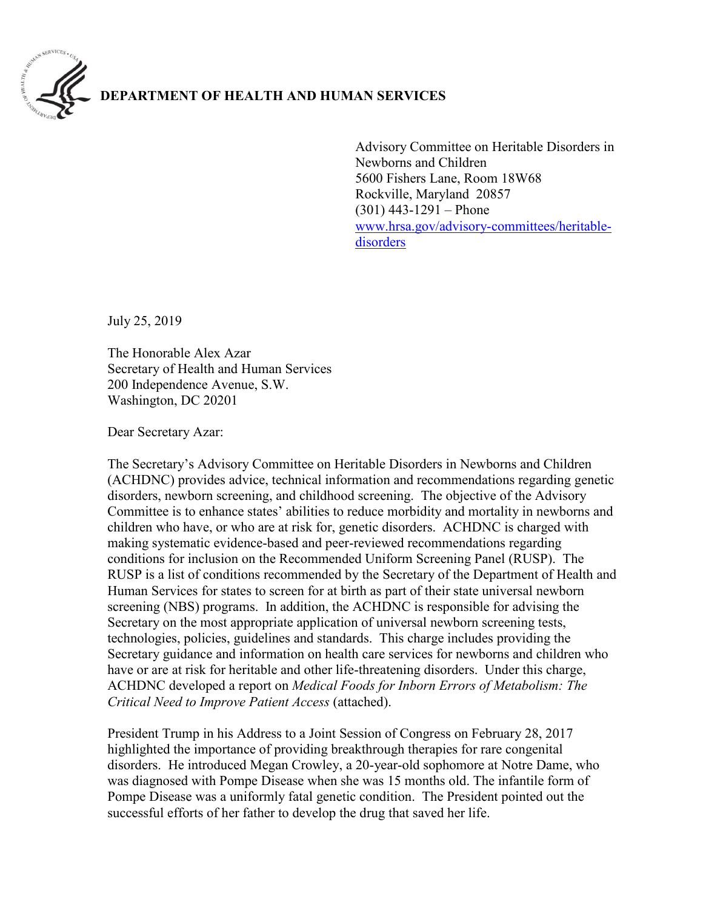**DEPARTMENT OF HEALTH AND HUMAN SERVICES**

Advisory Committee on Heritable Disorders in Newborns and Children
5600 Fishers Lane, Room 18W68
Rockville, Maryland 20857
(301) 443-1291 – Phone
[www.hrsa.gov/advisory-committees/heritable-disorders](www.hrsa.gov/advisory-committees/heritable-disorders)

July 25, 2019

The Honorable Alex Azar
Secretary of Health and Human Services
200 Independence Avenue, S.W.
Washington, DC 20201

Dear Secretary Azar:

The Secretary's Advisory Committee on Heritable Disorders in Newborns and Children (ACHDNC) provides advice, technical information and recommendations regarding genetic disorders, newborn screening, and childhood screening. The objective of the Advisory Committee is to enhance states' abilities to reduce morbidity and mortality in newborns and children who have, or who are at risk for, genetic disorders. ACHDNC is charged with making systematic evidence-based and peer-reviewed recommendations regarding conditions for inclusion on the Recommended Uniform Screening Panel (RUSP). The RUSP is a list of conditions recommended by the Secretary of the Department of Health and Human Services for states to screen for at birth as part of their state universal newborn screening (NBS) programs. In addition, the ACHDNC is responsible for advising the Secretary on the most appropriate application of universal newborn screening tests, technologies, policies, guidelines and standards. This charge includes providing the Secretary guidance and information on health care services for newborns and children who have or are at risk for heritable and other life-threatening disorders. Under this charge, ACHDNC developed a report on *Medical Foods for Inborn Errors of Metabolism: The Critical Need to Improve Patient Access* (attached).

President Trump in his Address to a Joint Session of Congress on February 28, 2017 highlighted the importance of providing breakthrough therapies for rare congenital disorders. He introduced Megan Crowley, a 20-year-old sophomore at Notre Dame, who was diagnosed with Pompe Disease when she was 15 months old. The infantile form of Pompe Disease was a uniformly fatal genetic condition. The President pointed out the successful efforts of her father to develop the drug that saved her life.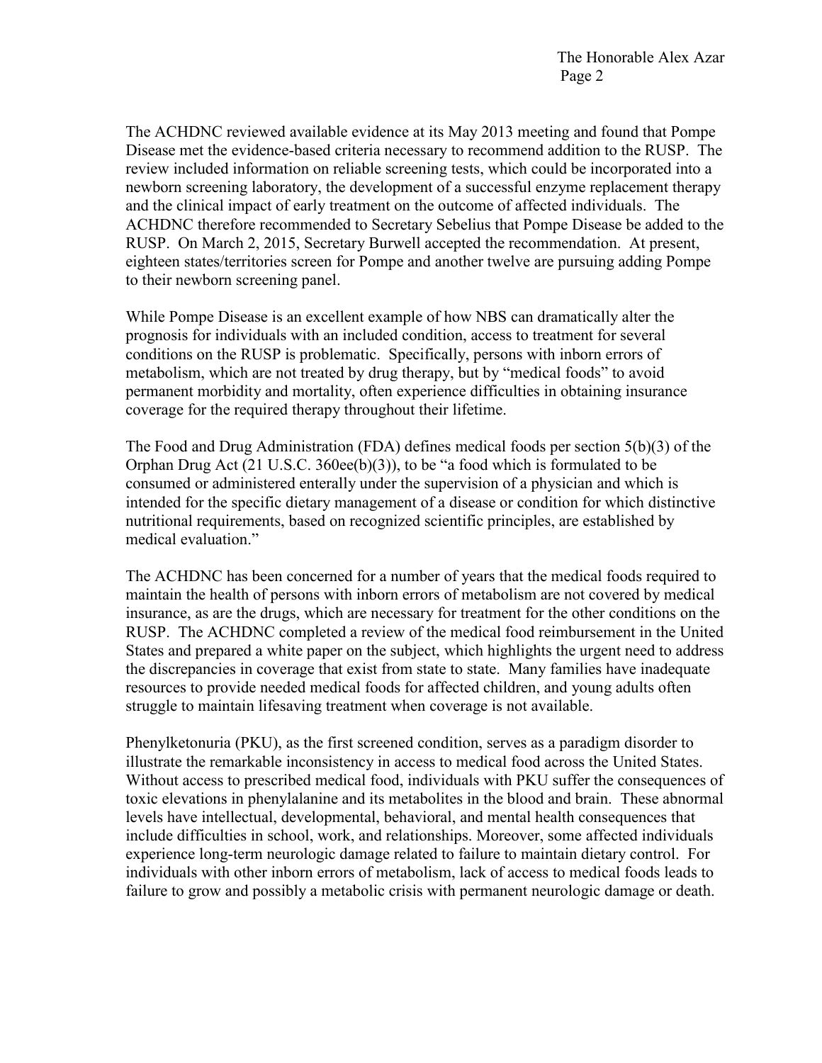The ACHDNC reviewed available evidence at its May 2013 meeting and found that Pompe Disease met the evidence-based criteria necessary to recommend addition to the RUSP. The review included information on reliable screening tests, which could be incorporated into a newborn screening laboratory, the development of a successful enzyme replacement therapy and the clinical impact of early treatment on the outcome of affected individuals. The ACHDNC therefore recommended to Secretary Sebelius that Pompe Disease be added to the RUSP. On March 2, 2015, Secretary Burwell accepted the recommendation. At present, eighteen states/territories screen for Pompe and another twelve are pursuing adding Pompe to their newborn screening panel.

While Pompe Disease is an excellent example of how NBS can dramatically alter the prognosis for individuals with an included condition, access to treatment for several conditions on the RUSP is problematic. Specifically, persons with inborn errors of metabolism, which are not treated by drug therapy, but by "medical foods" to avoid permanent morbidity and mortality, often experience difficulties in obtaining insurance coverage for the required therapy throughout their lifetime.

The Food and Drug Administration (FDA) defines medical foods per section 5(b)(3) of the Orphan Drug Act (21 U.S.C. 360ee(b)(3)), to be "a food which is formulated to be consumed or administered enterally under the supervision of a physician and which is intended for the specific dietary management of a disease or condition for which distinctive nutritional requirements, based on recognized scientific principles, are established by medical evaluation."

The ACHDNC has been concerned for a number of years that the medical foods required to maintain the health of persons with inborn errors of metabolism are not covered by medical insurance, as are the drugs, which are necessary for treatment for the other conditions on the RUSP. The ACHDNC completed a review of the medical food reimbursement in the United States and prepared a white paper on the subject, which highlights the urgent need to address the discrepancies in coverage that exist from state to state. Many families have inadequate resources to provide needed medical foods for affected children, and young adults often struggle to maintain lifesaving treatment when coverage is not available.

Phenylketonuria (PKU), as the first screened condition, serves as a paradigm disorder to illustrate the remarkable inconsistency in access to medical food across the United States. Without access to prescribed medical food, individuals with PKU suffer the consequences of toxic elevations in phenylalanine and its metabolites in the blood and brain. These abnormal levels have intellectual, developmental, behavioral, and mental health consequences that include difficulties in school, work, and relationships. Moreover, some affected individuals experience long-term neurologic damage related to failure to maintain dietary control. For individuals with other inborn errors of metabolism, lack of access to medical foods leads to failure to grow and possibly a metabolic crisis with permanent neurologic damage or death.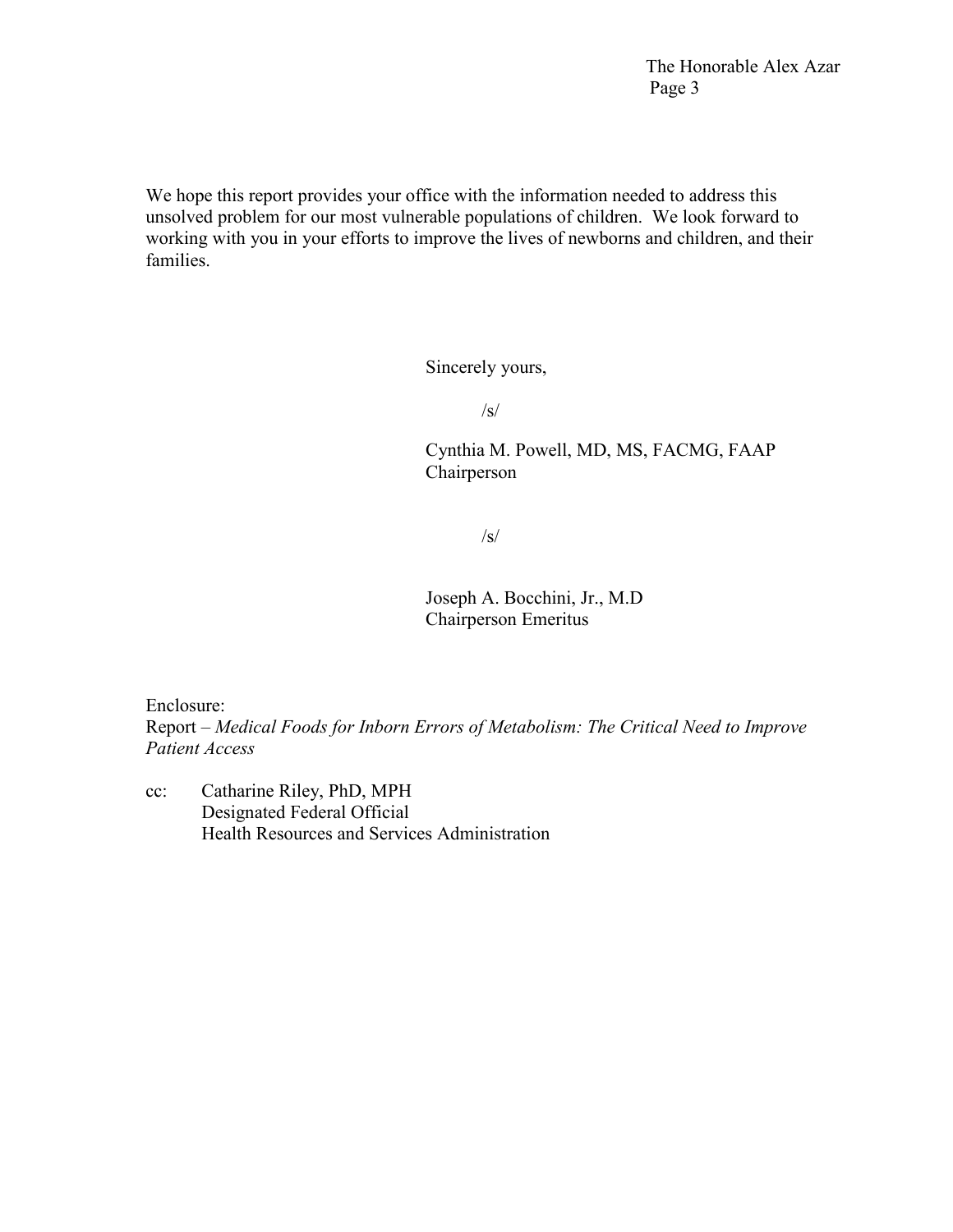We hope this report provides your office with the information needed to address this unsolved problem for our most vulnerable populations of children. We look forward to working with you in your efforts to improve the lives of newborns and children, and their families.

Sincerely yours,

/s/

Cynthia M. Powell, MD, MS, FACMG, FAAP
Chairperson

/s/

Joseph A. Bocchini, Jr., M.D
Chairperson Emeritus

Enclosure:
Report – *Medical Foods for Inborn Errors of Metabolism: The Critical Need to Improve Patient Access*

cc: Catharine Riley, PhD, MPH
Designated Federal Official
Health Resources and Services Administration